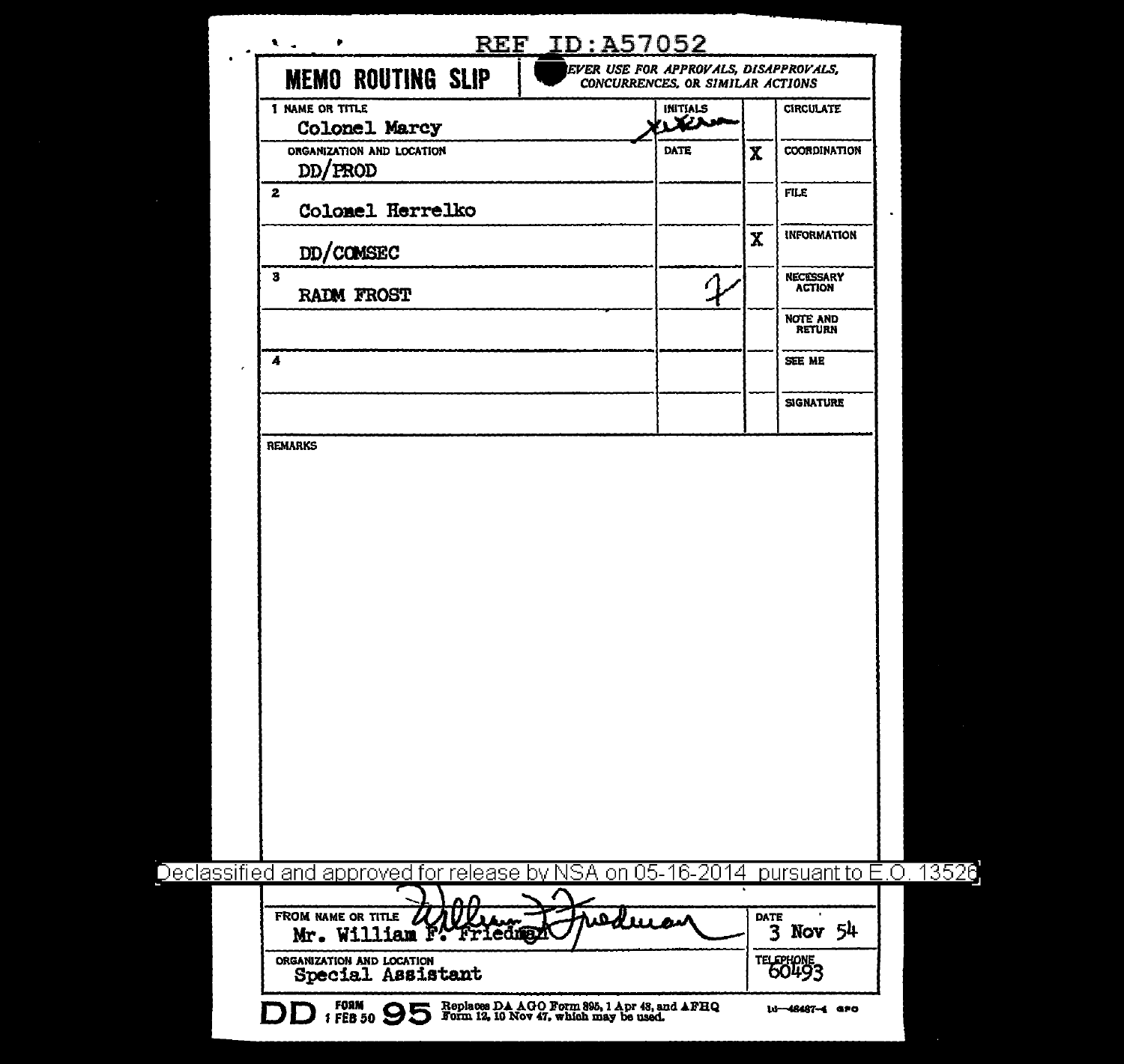REF ID:A57052

# MEMO ROUTING SLIP

NEVER USE FOR APPROVALS, DISAPPROVALS, CONCURRENCES, OR SIMILAR ACTIONS

| NAME OR TITLE | INITIALS | | CIRCULATE |
|---|---|---|---|
| 1 Colonel Marcy | [initials] | | |
| ORGANIZATION AND LOCATION DD/PROD | DATE | X | COORDINATION |
| 2 Colonel Herrelko | | | FILE |
| DD/COMSEC | | X | INFORMATION |
| 3 RADM FROST | F | | NECESSARY ACTION |
| | | | NOTE AND RETURN |
| 4 | | | SEE ME |
| | | | SIGNATURE |

REMARKS

Declassified and approved for release by NSA on 05-16-2014 pursuant to E.O. 13526

| FROM NAME OR TITLE | DATE |
|---|---|
| Mr. William F. Friedman [signature: William F. Friedman] | 3 Nov 54 |
| ORGANIZATION AND LOCATION Special Assistant | TELEPHONE 60493 |

DD FORM 1 FEB 50 95 Replaces DA AGO Form 895, 1 Apr 48, and AFHQ Form 12, 10 Nov 47, which may be used. 16—48487-4 GPO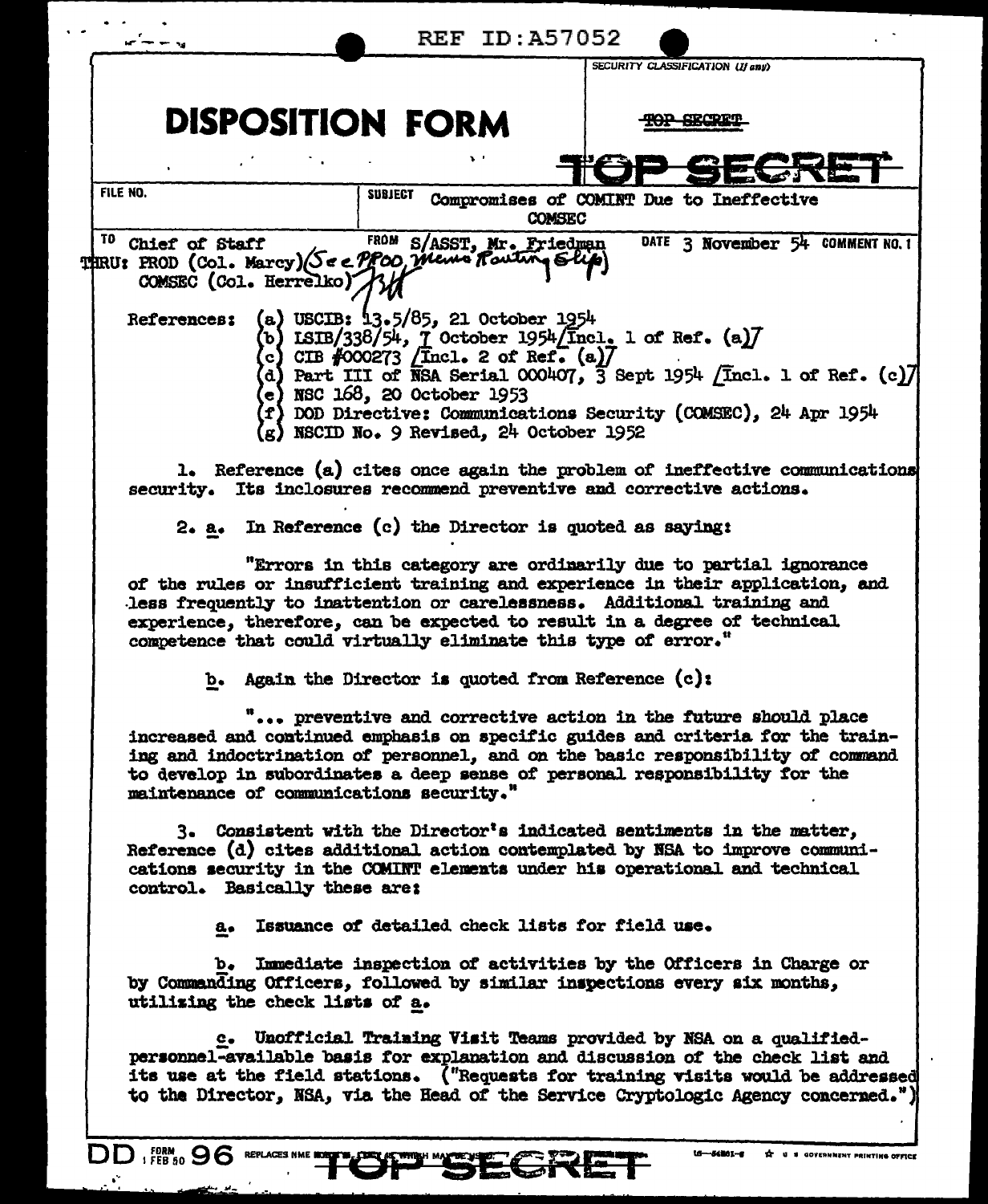REF ID:A57052

SECURITY CLASSIFICATION (If any)

~~TOP SECRET~~

TOP SECRET

# DISPOSITION FORM

| FILE NO. | SUBJECT Compromises of COMINT Due to Ineffective COMSEC | |
|---|---|---|
| TO Chief of Staff | FROM S/ASST, Mr. Friedman | DATE 3 November 54 COMMENT NO. 1 |

THRU: PROD (Col. Marcy) (See PROD Memo Routing Slip)
COMSEC (Col. Herrelko) JH

References:
(a) USCIB: 13.5/85, 21 October 1954
(b) LSIB/338/54, 7 October 1954 [Incl. 1 of Ref. (a)]
(c) CIB #000273 [Incl. 2 of Ref. (a)]
(d) Part III of NSA Serial 000407, 3 Sept 1954 [Incl. 1 of Ref. (c)]
(e) NSC 168, 20 October 1953
(f) DOD Directive: Communications Security (COMSEC), 24 Apr 1954
(g) NSCID No. 9 Revised, 24 October 1952

1. Reference (a) cites once again the problem of ineffective communications security. Its inclosures recommend preventive and corrective actions.

2. a. In Reference (c) the Director is quoted as saying:

"Errors in this category are ordinarily due to partial ignorance of the rules or insufficient training and experience in their application, and less frequently to inattention or carelessness. Additional training and experience, therefore, can be expected to result in a degree of technical competence that could virtually eliminate this type of error."

b. Again the Director is quoted from Reference (c):

"... preventive and corrective action in the future should place increased and continued emphasis on specific guides and criteria for the training and indoctrination of personnel, and on the basic responsibility of command to develop in subordinates a deep sense of personal responsibility for the maintenance of communications security."

3. Consistent with the Director's indicated sentiments in the matter, Reference (d) cites additional action contemplated by NSA to improve communications security in the COMINT elements under his operational and technical control. Basically these are:

a. Issuance of detailed check lists for field use.

b. Immediate inspection of activities by the Officers in Charge or by Commanding Officers, followed by similar inspections every six months, utilizing the check lists of a.

c. Unofficial Training Visit Teams provided by NSA on a qualified-personnel-available basis for explanation and discussion of the check list and its use at the field stations. ("Requests for training visits would be addressed to the Director, NSA, via the Head of the Service Cryptologic Agency concerned.")

DD FORM 1 FEB 50 96 REPLACES NME FORM 96, WHICH MAY BE USED

TOP SECRET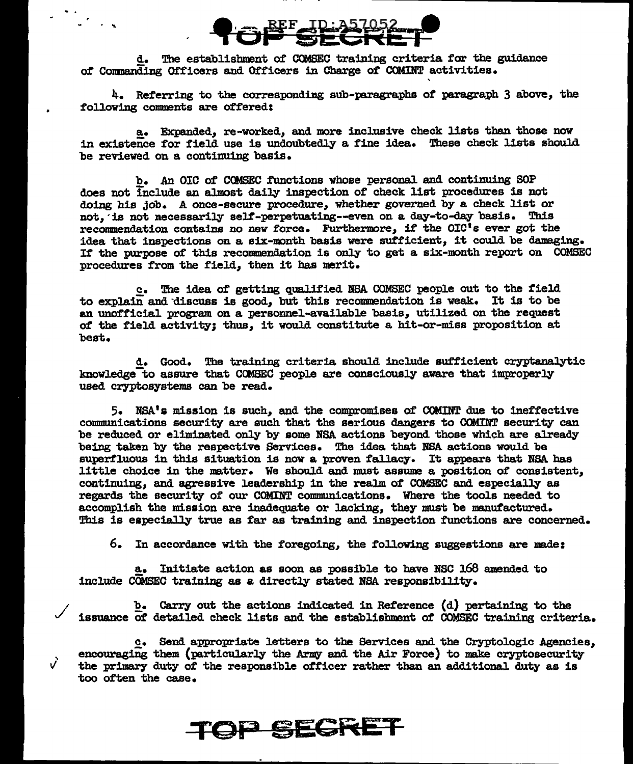d. The establishment of COMSEC training criteria for the guidance of Commanding Officers and Officers in Charge of COMINT activities.

4. Referring to the corresponding sub-paragraphs of paragraph 3 above, the following comments are offered:

a. Expanded, re-worked, and more inclusive check lists than those now in existence for field use is undoubtedly a fine idea. These check lists should be reviewed on a continuing basis.

b. An OIC of COMSEC functions whose personal and continuing SOP does not include an almost daily inspection of check list procedures is not doing his job. A once-secure procedure, whether governed by a check list or not, is not necessarily self-perpetuating--even on a day-to-day basis. This recommendation contains no new force. Furthermore, if the OIC's ever got the idea that inspections on a six-month basis were sufficient, it could be damaging. If the purpose of this recommendation is only to get a six-month report on COMSEC procedures from the field, then it has merit.

c. The idea of getting qualified NSA COMSEC people out to the field to explain and discuss is good, but this recommendation is weak. It is to be an unofficial program on a personnel-available basis, utilized on the request of the field activity; thus, it would constitute a hit-or-miss proposition at best.

d. Good. The training criteria should include sufficient cryptanalytic knowledge to assure that COMSEC people are consciously aware that improperly used cryptosystems can be read.

5. NSA's mission is such, and the compromises of COMINT due to ineffective communications security are such that the serious dangers to COMINT security can be reduced or eliminated only by some NSA actions beyond those which are already being taken by the respective Services. The idea that NSA actions would be superfluous in this situation is now a proven fallacy. It appears that NSA has little choice in the matter. We should and must assume a position of consistent, continuing, and agressive leadership in the realm of COMSEC and especially as regards the security of our COMINT communications. Where the tools needed to accomplish the mission are inadequate or lacking, they must be manufactured. This is especially true as far as training and inspection functions are concerned.

6. In accordance with the foregoing, the following suggestions are made:

a. Initiate action as soon as possible to have NSC 168 amended to include COMSEC training as a directly stated NSA responsibility.

b. Carry out the actions indicated in Reference (d) pertaining to the issuance of detailed check lists and the establishment of COMSEC training criteria.

c. Send appropriate letters to the Services and the Cryptologic Agencies, encouraging them (particularly the Army and the Air Force) to make cryptosecurity the primary duty of the responsible officer rather than an additional duty as is too often the case.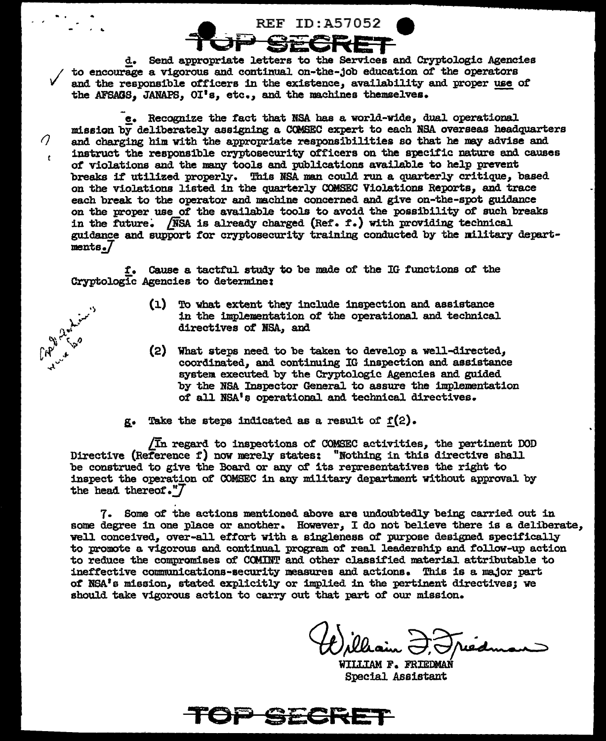d. Send appropriate letters to the Services and Cryptologic Agencies to encourage a vigorous and continual on-the-job education of the operators and the responsible officers in the existence, availability and proper use of the AFSAGS, JANAPS, OI's, etc., and the machines themselves.

e. Recognize the fact that NSA has a world-wide, dual operational mission by deliberately assigning a COMSEC expert to each NSA overseas headquarters and charging him with the appropriate responsibilities so that he may advise and instruct the responsible cryptosecurity officers on the specific nature and causes of violations and the many tools and publications available to help prevent breaks if utilized properly. This NSA man could run a quarterly critique, based on the violations listed in the quarterly COMSEC Violations Reports, and trace each break to the operator and machine concerned and give on-the-spot guidance on the proper use of the available tools to avoid the possibility of such breaks in the future. [NSA is already charged (Ref. f.) with providing technical guidance and support for cryptosecurity training conducted by the military departments.]

f. Cause a tactful study to be made of the IG functions of the Cryptologic Agencies to determine:

(1) To what extent they include inspection and assistance in the implementation of the operational and technical directives of NSA, and

(2) What steps need to be taken to develop a well-directed, coordinated, and continuing IG inspection and assistance system executed by the Cryptologic Agencies and guided by the NSA Inspector General to assure the implementation of all NSA's operational and technical directives.

g. Take the steps indicated as a result of f(2).

[In regard to inspections of COMSEC activities, the pertinent DOD Directive (Reference f) now merely states: "Nothing in this directive shall be construed to give the Board or any of its representatives the right to inspect the operation of COMSEC in any military department without approval by the head thereof."]

7. Some of the actions mentioned above are undoubtedly being carried out in some degree in one place or another. However, I do not believe there is a deliberate, well conceived, over-all effort with a singleness of purpose designed specifically to promote a vigorous and continual program of real leadership and follow-up action to reduce the compromises of COMINT and other classified material attributable to ineffective communications-security measures and actions. This is a major part of NSA's mission, stated explicitly or implied in the pertinent directives; we should take vigorous action to carry out that part of our mission.

William F. Friedman

WILLIAM F. FRIEDMAN
Special Assistant